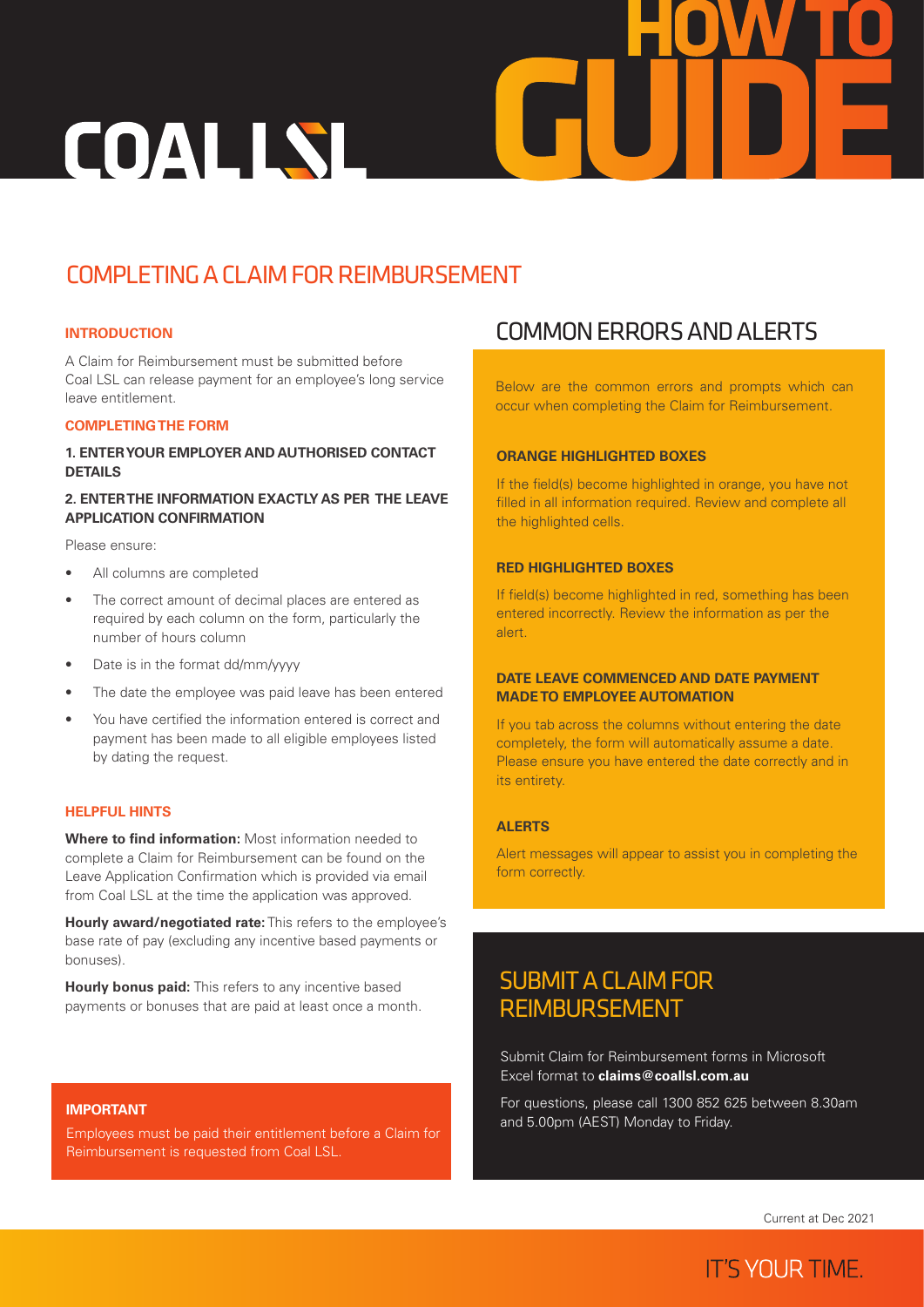# COAL LSL

# HOW TO GUIDE

## COMPLETING A CLAIM FOR REIMBURSEMENT

### INTRODUCTION

A Claim for Reimbursement must be submitted before Coal LSL can release payment for an employee's long service leave entitlement.

### COMPLETING THE FORM

**1. ENTER YOUR EMPLOYER AND AUTHORISED CONTACT DETAILS**

**2. ENTER THE INFORMATION EXACTLY AS PER THE LEAVE APPLICATION CONFIRMATION**

Please ensure:

- All columns are completed
- The correct amount of decimal places are entered as required by each column on the form, particularly the number of hours column
- Date is in the format dd/mm/yyyy
- The date the employee was paid leave has been entered
- You have certified the information entered is correct and payment has been made to all eligible employees listed by dating the request.

### HELPFUL HINTS

**Where to find information:** Most information needed to complete a Claim for Reimbursement can be found on the Leave Application Confirmation which is provided via email from Coal LSL at the time the application was approved.

**Hourly award/negotiated rate:** This refers to the employee's base rate of pay (excluding any incentive based payments or bonuses).

**Hourly bonus paid:** This refers to any incentive based payments or bonuses that are paid at least once a month.

### IMPORTANT

Employees must be paid their entitlement before a Claim for Reimbursement is requested from Coal LSL.

## COMMON ERRORS AND ALERTS

Below are the common errors and prompts which can occur when completing the Claim for Reimbursement.

### ORANGE HIGHLIGHTED BOXES

If the field(s) become highlighted in orange, you have not filled in all information required. Review and complete all the highlighted cells.

### RED HIGHLIGHTED BOXES

If field(s) become highlighted in red, something has been entered incorrectly. Review the information as per the alert.

### DATE LEAVE COMMENCED AND DATE PAYMENT MADE TO EMPLOYEE AUTOMATION

If you tab across the columns without entering the date completely, the form will automatically assume a date. Please ensure you have entered the date correctly and in its entirety.

### ALERTS

Alert messages will appear to assist you in completing the form correctly.

## SUBMIT A CLAIM FOR REIMBURSEMENT

Submit Claim for Reimbursement forms in Microsoft Excel format to **claims@coallsl.com.au**

For questions, please call 1300 852 625 between 8.30am and 5.00pm (AEST) Monday to Friday.

Current at Dec 2021

IT'S YOUR TIME.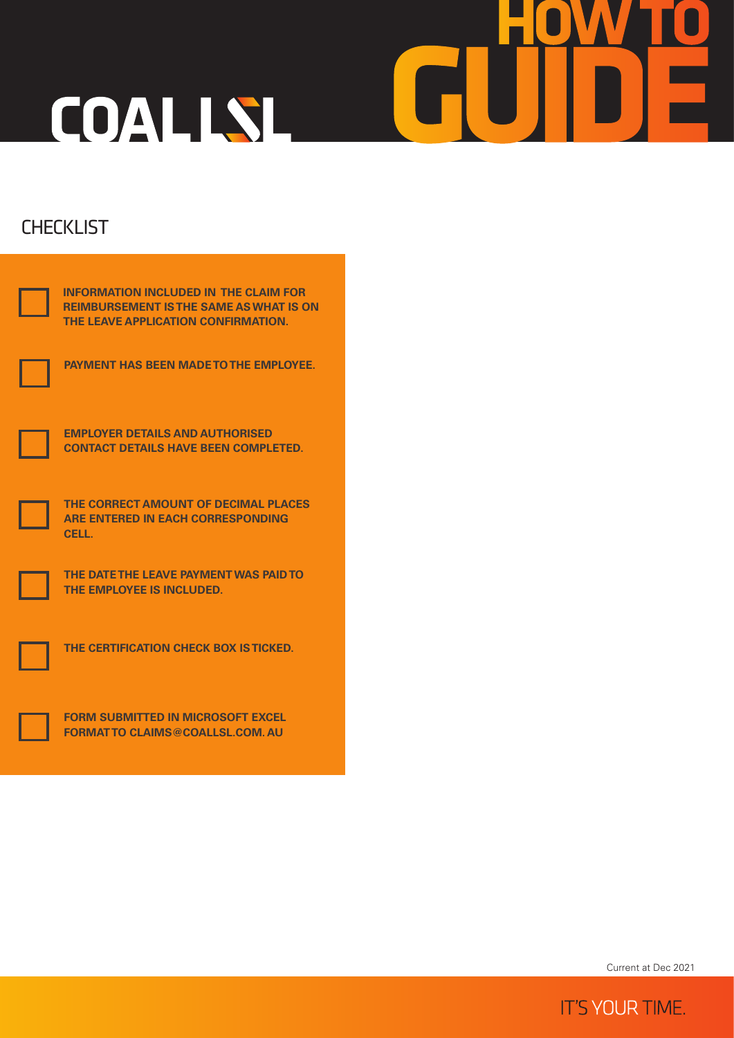# COALLSL HOW TO GUIDE

## CHECKLIST

- [ ] INFORMATION INCLUDED IN THE CLAIM FOR REIMBURSEMENT IS THE SAME AS WHAT IS ON THE LEAVE APPLICATION CONFIRMATION.
- [ ] PAYMENT HAS BEEN MADE TO THE EMPLOYEE.
- [ ] EMPLOYER DETAILS AND AUTHORISED CONTACT DETAILS HAVE BEEN COMPLETED.
- [ ] THE CORRECT AMOUNT OF DECIMAL PLACES ARE ENTERED IN EACH CORRESPONDING CELL.
- [ ] THE DATE THE LEAVE PAYMENT WAS PAID TO THE EMPLOYEE IS INCLUDED.
- [ ] THE CERTIFICATION CHECK BOX IS TICKED.
- [ ] FORM SUBMITTED IN MICROSOFT EXCEL FORMAT TO CLAIMS@COALLSL.COM. AU

Current at Dec 2021

IT'S YOUR TIME.